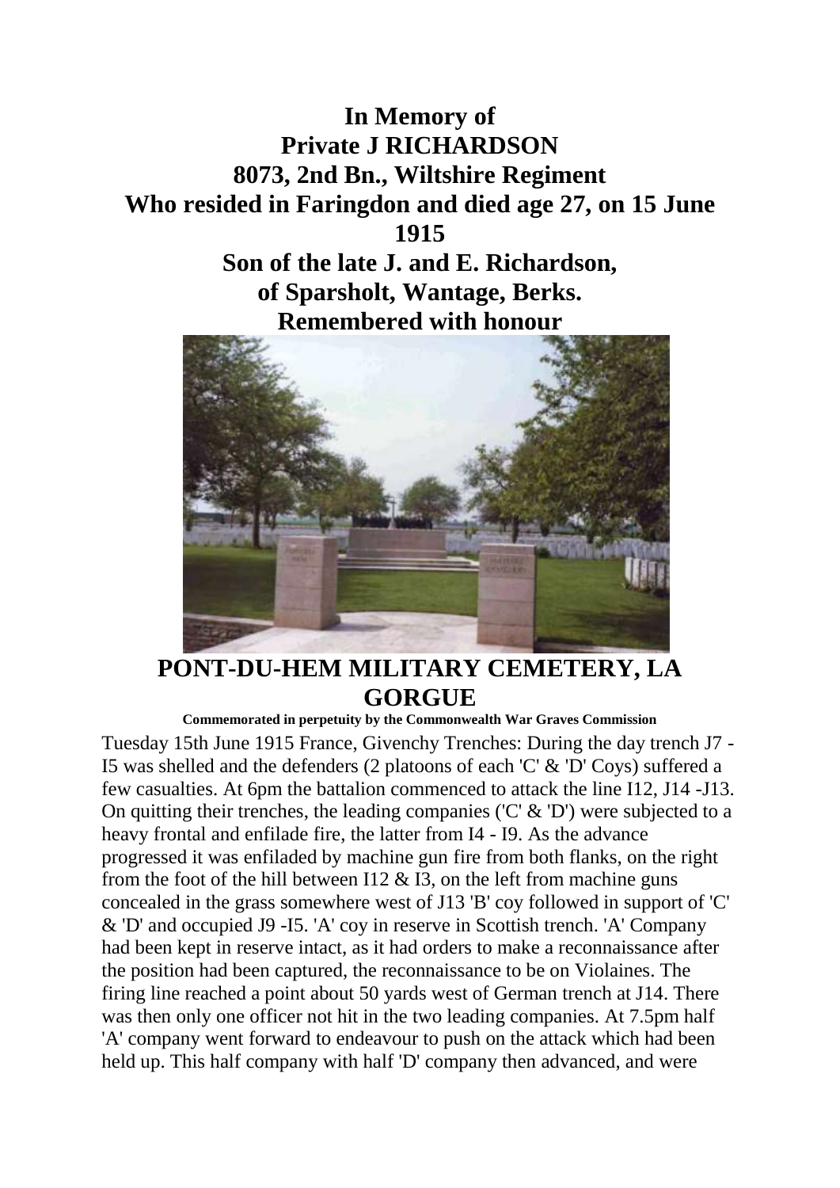**In Memory of**
**Private J RICHARDSON**
**8073, 2nd Bn., Wiltshire Regiment**
**Who resided in Faringdon and died age 27, on 15 June 1915**
**Son of the late J. and E. Richardson,**
**of Sparsholt, Wantage, Berks.**
**Remembered with honour**

## PONT-DU-HEM MILITARY CEMETERY, LA GORGUE

**Commemorated in perpetuity by the Commonwealth War Graves Commission**

Tuesday 15th June 1915 France, Givenchy Trenches: During the day trench J7 - I5 was shelled and the defenders (2 platoons of each 'C' & 'D' Coys) suffered a few casualties. At 6pm the battalion commenced to attack the line I12, J14 -J13. On quitting their trenches, the leading companies ('C' & 'D') were subjected to a heavy frontal and enfilade fire, the latter from I4 - I9. As the advance progressed it was enfiladed by machine gun fire from both flanks, on the right from the foot of the hill between I12 & I3, on the left from machine guns concealed in the grass somewhere west of J13 'B' coy followed in support of 'C' & 'D' and occupied J9 -I5. 'A' coy in reserve in Scottish trench. 'A' Company had been kept in reserve intact, as it had orders to make a reconnaissance after the position had been captured, the reconnaissance to be on Violaines. The firing line reached a point about 50 yards west of German trench at J14. There was then only one officer not hit in the two leading companies. At 7.5pm half 'A' company went forward to endeavour to push on the attack which had been held up. This half company with half 'D' company then advanced, and were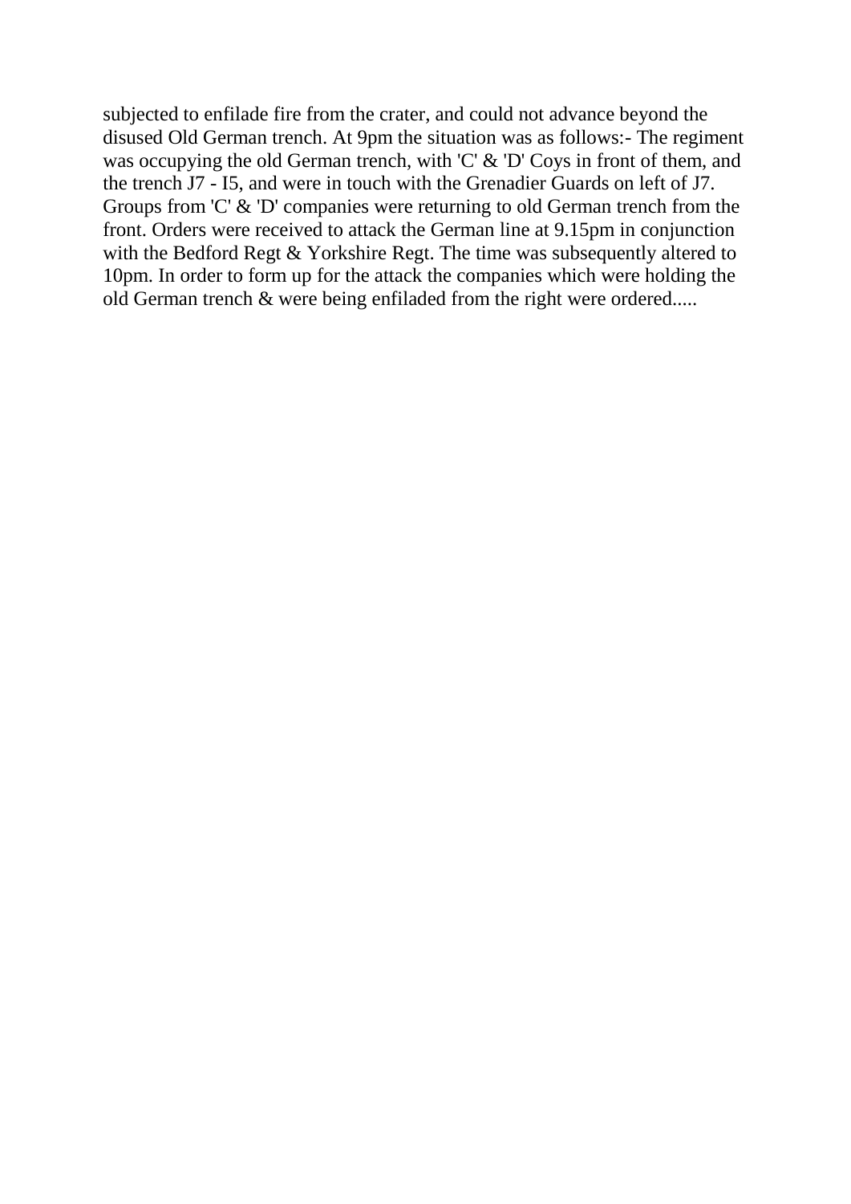subjected to enfilade fire from the crater, and could not advance beyond the disused Old German trench. At 9pm the situation was as follows:- The regiment was occupying the old German trench, with 'C' & 'D' Coys in front of them, and the trench J7 - I5, and were in touch with the Grenadier Guards on left of J7. Groups from 'C' & 'D' companies were returning to old German trench from the front. Orders were received to attack the German line at 9.15pm in conjunction with the Bedford Regt & Yorkshire Regt. The time was subsequently altered to 10pm. In order to form up for the attack the companies which were holding the old German trench & were being enfiladed from the right were ordered.....